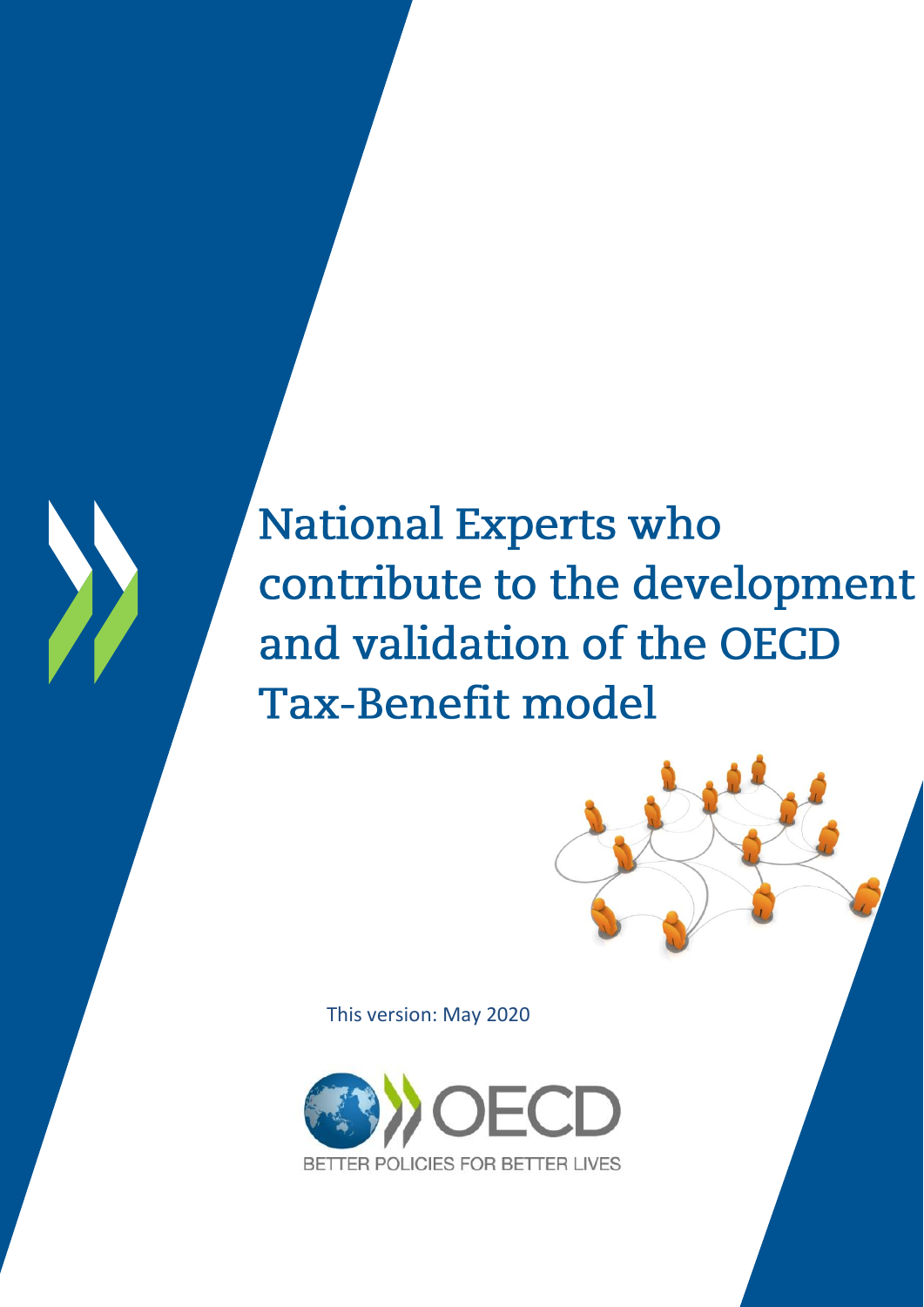# National Experts who contribute to the development and validation of the OECD Tax-Benefit model

This version: May 2020

BETTER POLICIES FOR BETTER LIVES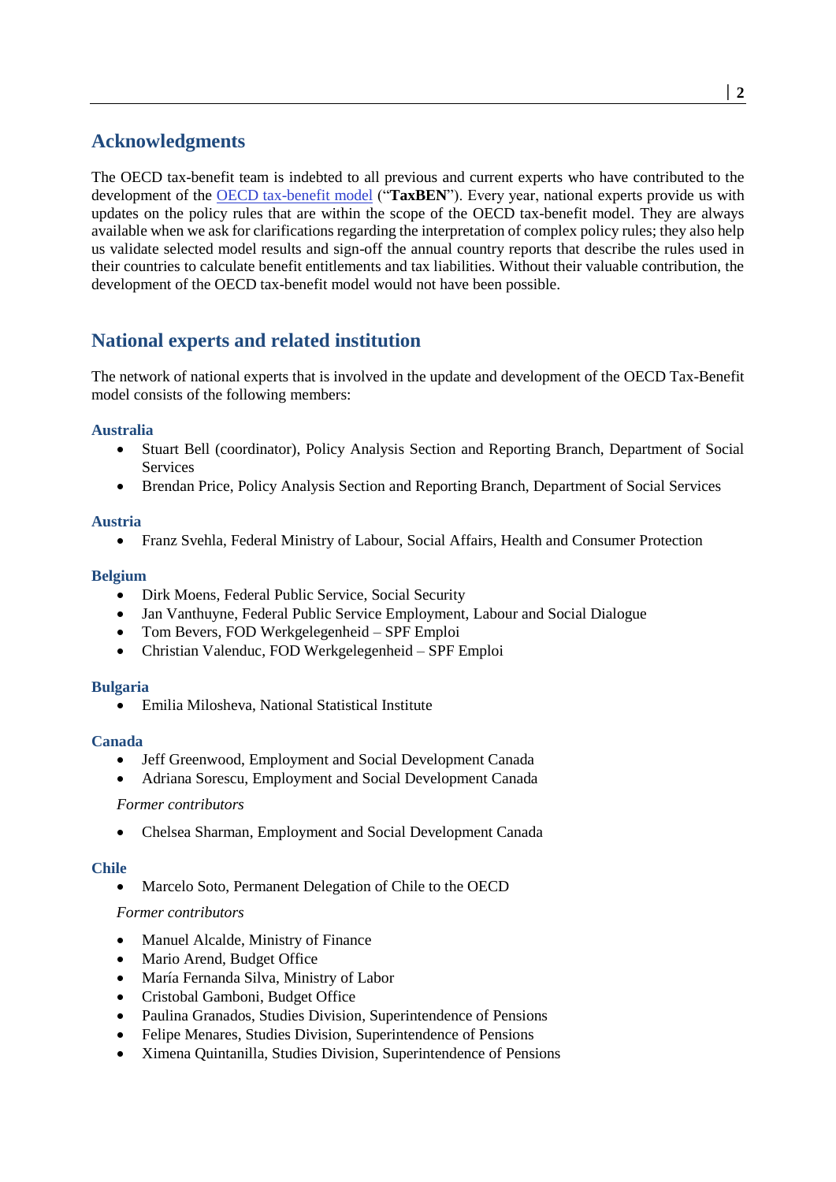## Acknowledgments

The OECD tax-benefit team is indebted to all previous and current experts who have contributed to the development of the OECD tax-benefit model ("**TaxBEN**"). Every year, national experts provide us with updates on the policy rules that are within the scope of the OECD tax-benefit model. They are always available when we ask for clarifications regarding the interpretation of complex policy rules; they also help us validate selected model results and sign-off the annual country reports that describe the rules used in their countries to calculate benefit entitlements and tax liabilities. Without their valuable contribution, the development of the OECD tax-benefit model would not have been possible.

## National experts and related institution

The network of national experts that is involved in the update and development of the OECD Tax-Benefit model consists of the following members:

### Australia

- Stuart Bell (coordinator), Policy Analysis Section and Reporting Branch, Department of Social Services
- Brendan Price, Policy Analysis Section and Reporting Branch, Department of Social Services

### Austria

- Franz Svehla, Federal Ministry of Labour, Social Affairs, Health and Consumer Protection

### Belgium

- Dirk Moens, Federal Public Service, Social Security
- Jan Vanthuyne, Federal Public Service Employment, Labour and Social Dialogue
- Tom Bevers, FOD Werkgelegenheid – SPF Emploi
- Christian Valenduc, FOD Werkgelegenheid – SPF Emploi

### Bulgaria

- Emilia Milosheva, National Statistical Institute

### Canada

- Jeff Greenwood, Employment and Social Development Canada
- Adriana Sorescu, Employment and Social Development Canada

*Former contributors*

- Chelsea Sharman, Employment and Social Development Canada

### Chile

- Marcelo Soto, Permanent Delegation of Chile to the OECD

*Former contributors*

- Manuel Alcalde, Ministry of Finance
- Mario Arend, Budget Office
- María Fernanda Silva, Ministry of Labor
- Cristobal Gamboni, Budget Office
- Paulina Granados, Studies Division, Superintendence of Pensions
- Felipe Menares, Studies Division, Superintendence of Pensions
- Ximena Quintanilla, Studies Division, Superintendence of Pensions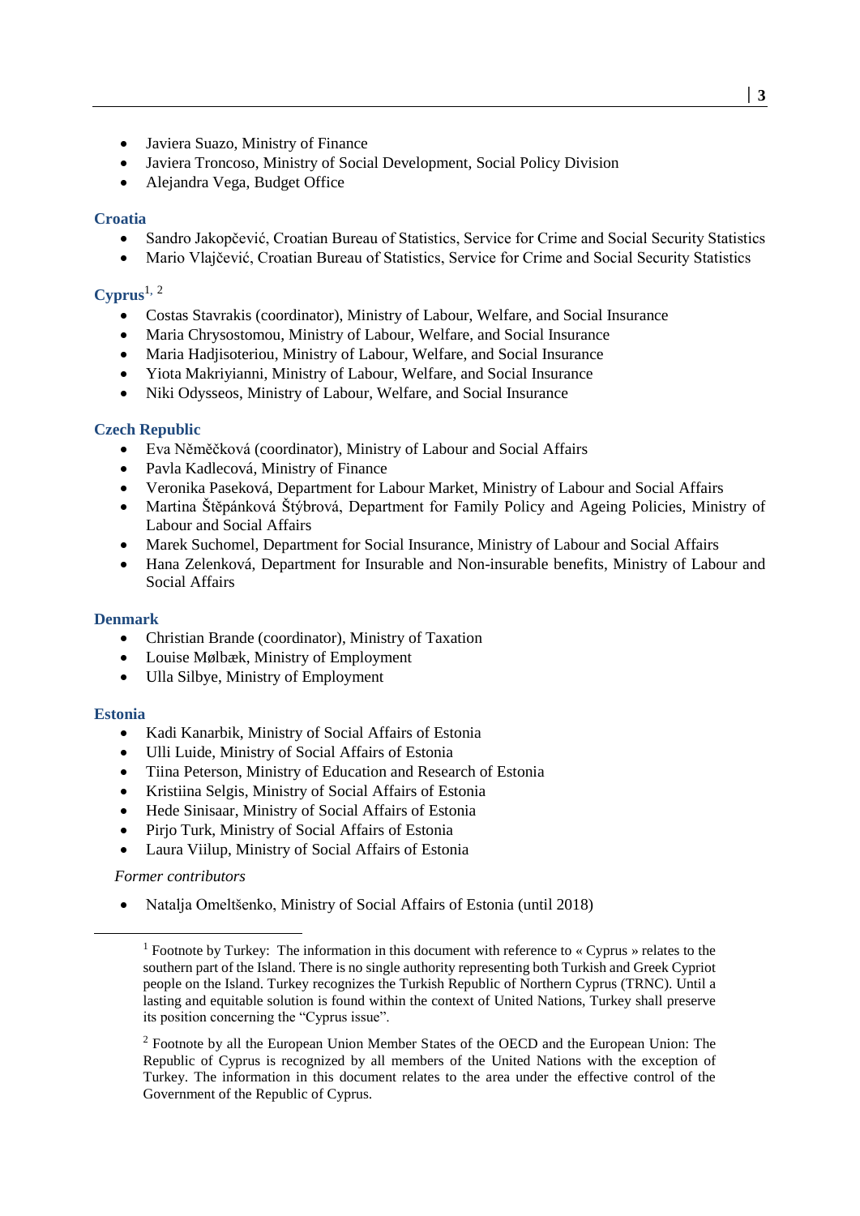- Javiera Suazo, Ministry of Finance
- Javiera Troncoso, Ministry of Social Development, Social Policy Division
- Alejandra Vega, Budget Office

### Croatia

- Sandro Jakopčević, Croatian Bureau of Statistics, Service for Crime and Social Security Statistics
- Mario Vlajčević, Croatian Bureau of Statistics, Service for Crime and Social Security Statistics

### Cyprus[1, 2]

- Costas Stavrakis (coordinator), Ministry of Labour, Welfare, and Social Insurance
- Maria Chrysostomou, Ministry of Labour, Welfare, and Social Insurance
- Maria Hadjisoteriou, Ministry of Labour, Welfare, and Social Insurance
- Yiota Makriyianni, Ministry of Labour, Welfare, and Social Insurance
- Niki Odysseos, Ministry of Labour, Welfare, and Social Insurance

### Czech Republic

- Eva Něměčková (coordinator), Ministry of Labour and Social Affairs
- Pavla Kadlecová, Ministry of Finance
- Veronika Paseková, Department for Labour Market, Ministry of Labour and Social Affairs
- Martina Štěpánková Štýbrová, Department for Family Policy and Ageing Policies, Ministry of Labour and Social Affairs
- Marek Suchomel, Department for Social Insurance, Ministry of Labour and Social Affairs
- Hana Zelenková, Department for Insurable and Non-insurable benefits, Ministry of Labour and Social Affairs

### Denmark

- Christian Brande (coordinator), Ministry of Taxation
- Louise Mølbæk, Ministry of Employment
- Ulla Silbye, Ministry of Employment

### Estonia

- Kadi Kanarbik, Ministry of Social Affairs of Estonia
- Ulli Luide, Ministry of Social Affairs of Estonia
- Tiina Peterson, Ministry of Education and Research of Estonia
- Kristiina Selgis, Ministry of Social Affairs of Estonia
- Hede Sinisaar, Ministry of Social Affairs of Estonia
- Pirjo Turk, Ministry of Social Affairs of Estonia
- Laura Viilup, Ministry of Social Affairs of Estonia

*Former contributors*

- Natalja Omeltšenko, Ministry of Social Affairs of Estonia (until 2018)

---

[1] Footnote by Turkey: The information in this document with reference to « Cyprus » relates to the southern part of the Island. There is no single authority representing both Turkish and Greek Cypriot people on the Island. Turkey recognizes the Turkish Republic of Northern Cyprus (TRNC). Until a lasting and equitable solution is found within the context of United Nations, Turkey shall preserve its position concerning the "Cyprus issue".

[2] Footnote by all the European Union Member States of the OECD and the European Union: The Republic of Cyprus is recognized by all members of the United Nations with the exception of Turkey. The information in this document relates to the area under the effective control of the Government of the Republic of Cyprus.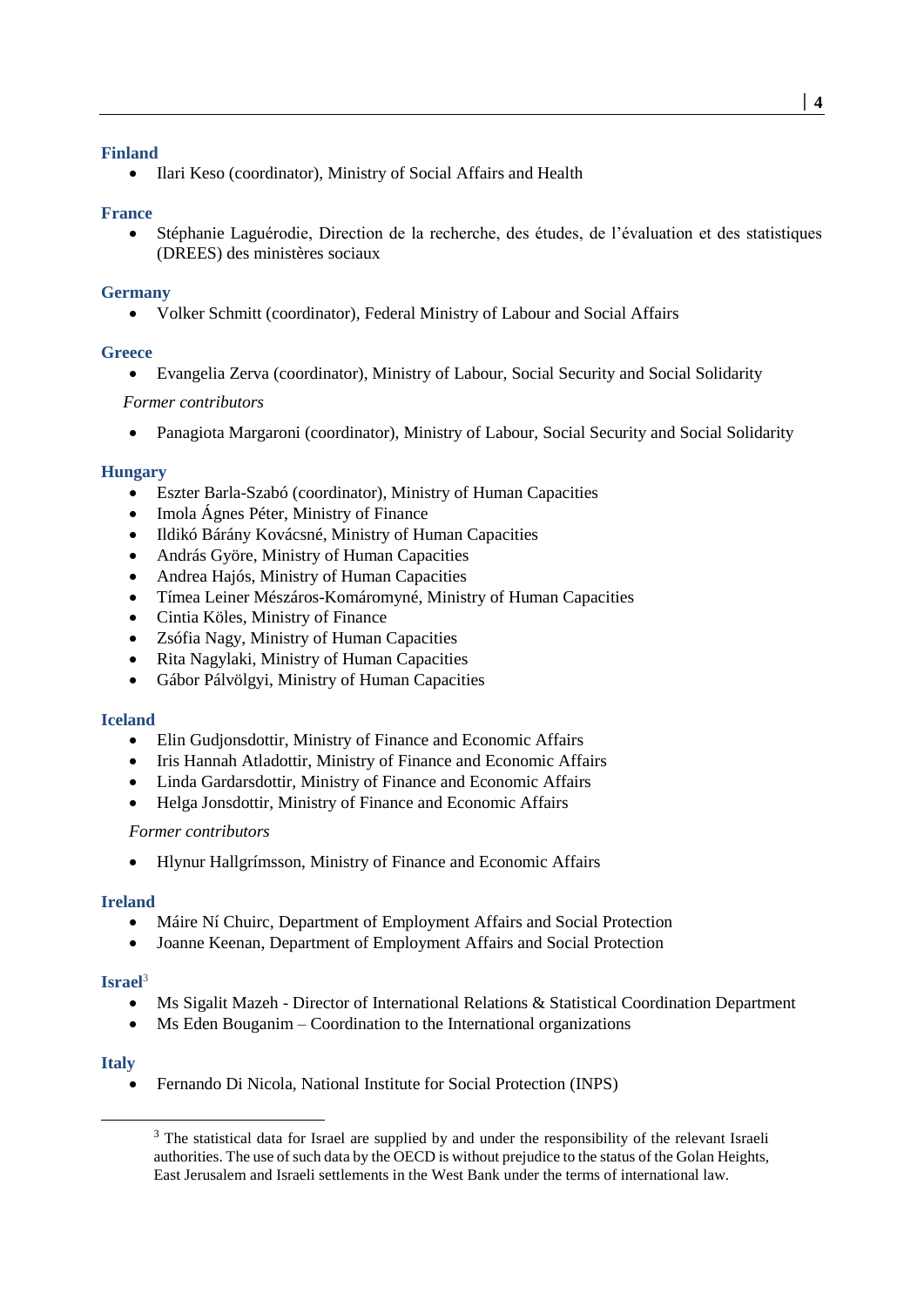### Finland

- Ilari Keso (coordinator), Ministry of Social Affairs and Health

### France

- Stéphanie Laguérodie, Direction de la recherche, des études, de l'évaluation et des statistiques (DREES) des ministères sociaux

### Germany

- Volker Schmitt (coordinator), Federal Ministry of Labour and Social Affairs

### Greece

- Evangelia Zerva (coordinator), Ministry of Labour, Social Security and Social Solidarity

*Former contributors*

- Panagiota Margaroni (coordinator), Ministry of Labour, Social Security and Social Solidarity

### Hungary

- Eszter Barla-Szabó (coordinator), Ministry of Human Capacities
- Imola Ágnes Péter, Ministry of Finance
- Ildikó Bárány Kovácsné, Ministry of Human Capacities
- András Györe, Ministry of Human Capacities
- Andrea Hajós, Ministry of Human Capacities
- Tímea Leiner Mészáros-Komáromyné, Ministry of Human Capacities
- Cintia Köles, Ministry of Finance
- Zsófia Nagy, Ministry of Human Capacities
- Rita Nagylaki, Ministry of Human Capacities
- Gábor Pálvölgyi, Ministry of Human Capacities

### Iceland

- Elin Gudjonsdottir, Ministry of Finance and Economic Affairs
- Iris Hannah Atladottir, Ministry of Finance and Economic Affairs
- Linda Gardarsdottir, Ministry of Finance and Economic Affairs
- Helga Jonsdottir, Ministry of Finance and Economic Affairs

*Former contributors*

- Hlynur Hallgrímsson, Ministry of Finance and Economic Affairs

### Ireland

- Máire Ní Chuirc, Department of Employment Affairs and Social Protection
- Joanne Keenan, Department of Employment Affairs and Social Protection

### Israel[3]

- Ms Sigalit Mazeh - Director of International Relations & Statistical Coordination Department
- Ms Eden Bouganim – Coordination to the International organizations

### Italy

- Fernando Di Nicola, National Institute for Social Protection (INPS)

---

[3] The statistical data for Israel are supplied by and under the responsibility of the relevant Israeli authorities. The use of such data by the OECD is without prejudice to the status of the Golan Heights, East Jerusalem and Israeli settlements in the West Bank under the terms of international law.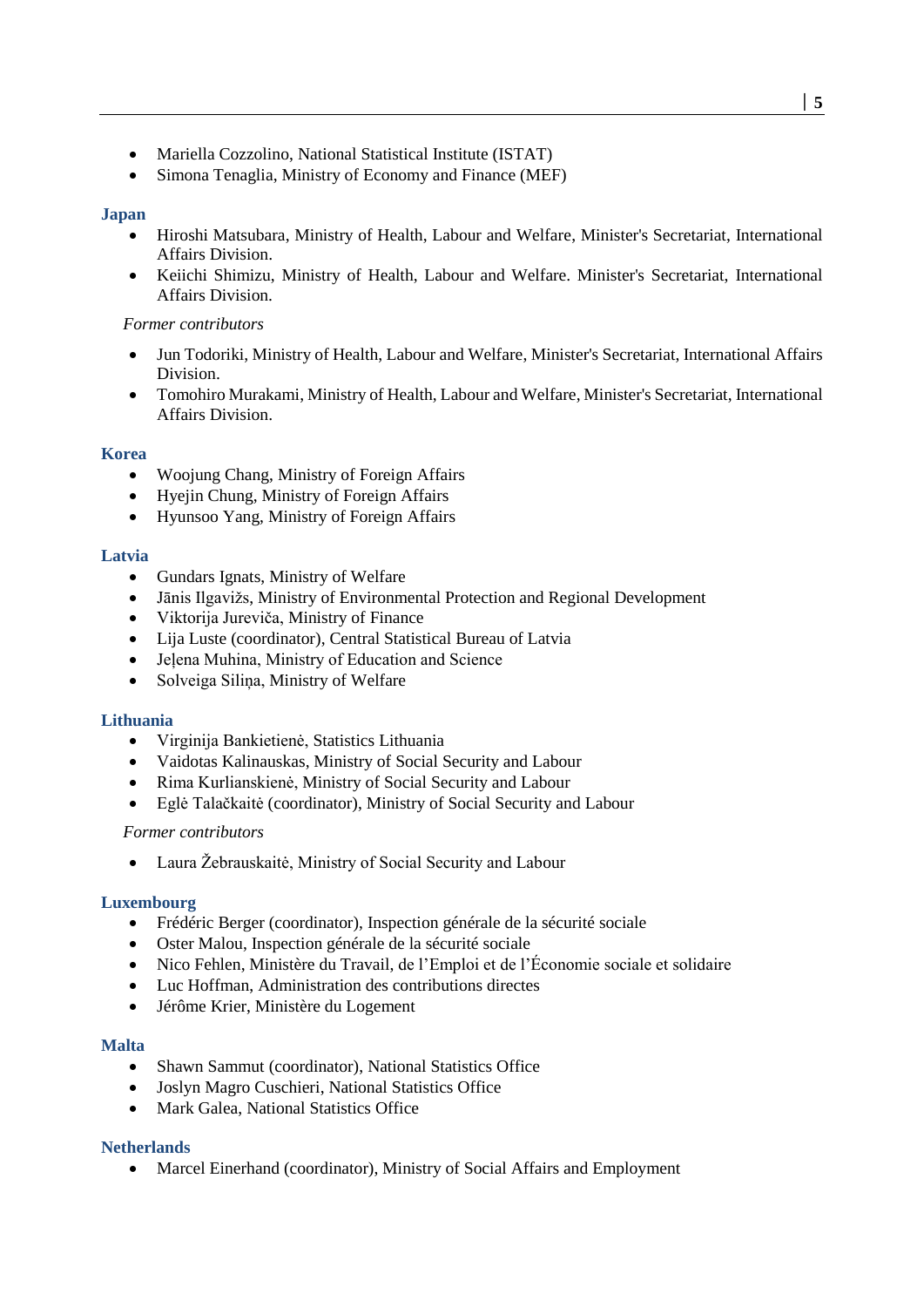- Mariella Cozzolino, National Statistical Institute (ISTAT)
- Simona Tenaglia, Ministry of Economy and Finance (MEF)

### Japan

- Hiroshi Matsubara, Ministry of Health, Labour and Welfare, Minister's Secretariat, International Affairs Division.
- Keiichi Shimizu, Ministry of Health, Labour and Welfare. Minister's Secretariat, International Affairs Division.

*Former contributors*

- Jun Todoriki, Ministry of Health, Labour and Welfare, Minister's Secretariat, International Affairs Division.
- Tomohiro Murakami, Ministry of Health, Labour and Welfare, Minister's Secretariat, International Affairs Division.

### Korea

- Woojung Chang, Ministry of Foreign Affairs
- Hyejin Chung, Ministry of Foreign Affairs
- Hyunsoo Yang, Ministry of Foreign Affairs

### Latvia

- Gundars Ignats, Ministry of Welfare
- Jānis Ilgavižs, Ministry of Environmental Protection and Regional Development
- Viktorija Jureviča, Ministry of Finance
- Lija Luste (coordinator), Central Statistical Bureau of Latvia
- Jeļena Muhina, Ministry of Education and Science
- Solveiga Siliņa, Ministry of Welfare

### Lithuania

- Virginija Bankietienė, Statistics Lithuania
- Vaidotas Kalinauskas, Ministry of Social Security and Labour
- Rima Kurlianskienė, Ministry of Social Security and Labour
- Eglė Talačkaitė (coordinator), Ministry of Social Security and Labour

*Former contributors*

- Laura Žebrauskaitė, Ministry of Social Security and Labour

### Luxembourg

- Frédéric Berger (coordinator), Inspection générale de la sécurité sociale
- Oster Malou, Inspection générale de la sécurité sociale
- Nico Fehlen, Ministère du Travail, de l'Emploi et de l'Économie sociale et solidaire
- Luc Hoffman, Administration des contributions directes
- Jérôme Krier, Ministère du Logement

### Malta

- Shawn Sammut (coordinator), National Statistics Office
- Joslyn Magro Cuschieri, National Statistics Office
- Mark Galea, National Statistics Office

### Netherlands

- Marcel Einerhand (coordinator), Ministry of Social Affairs and Employment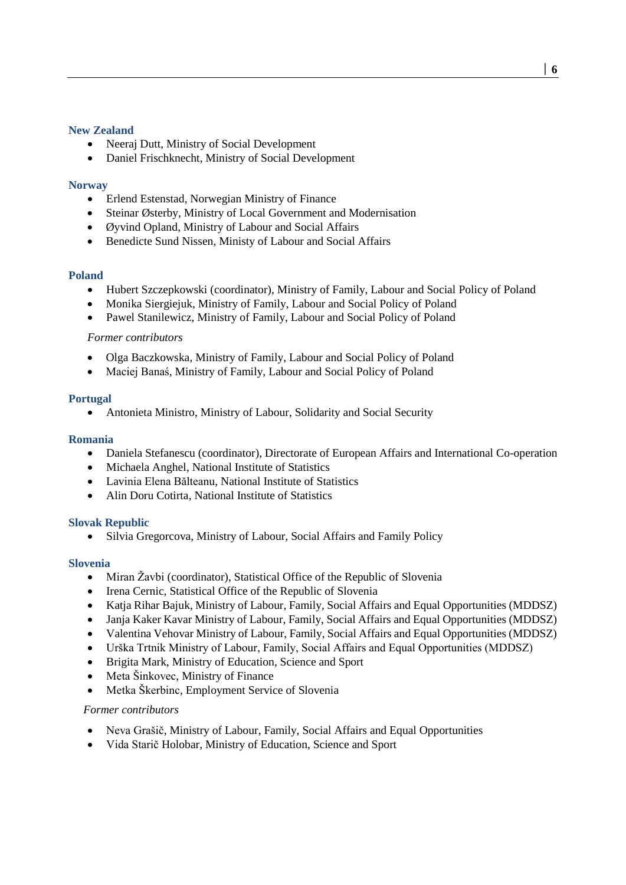### New Zealand

- Neeraj Dutt, Ministry of Social Development
- Daniel Frischknecht, Ministry of Social Development

### Norway

- Erlend Estenstad, Norwegian Ministry of Finance
- Steinar Østerby, Ministry of Local Government and Modernisation
- Øyvind Opland, Ministry of Labour and Social Affairs
- Benedicte Sund Nissen, Ministy of Labour and Social Affairs

### Poland

- Hubert Szczepkowski (coordinator), Ministry of Family, Labour and Social Policy of Poland
- Monika Siergiejuk, Ministry of Family, Labour and Social Policy of Poland
- Pawel Stanilewicz, Ministry of Family, Labour and Social Policy of Poland

*Former contributors*

- Olga Baczkowska, Ministry of Family, Labour and Social Policy of Poland
- Maciej Banaś, Ministry of Family, Labour and Social Policy of Poland

### Portugal

- Antonieta Ministro, Ministry of Labour, Solidarity and Social Security

### Romania

- Daniela Stefanescu (coordinator), Directorate of European Affairs and International Co-operation
- Michaela Anghel, National Institute of Statistics
- Lavinia Elena Bălteanu, National Institute of Statistics
- Alin Doru Cotirta, National Institute of Statistics

### Slovak Republic

- Silvia Gregorcova, Ministry of Labour, Social Affairs and Family Policy

### Slovenia

- Miran Žavbi (coordinator), Statistical Office of the Republic of Slovenia
- Irena Cernic, Statistical Office of the Republic of Slovenia
- Katja Rihar Bajuk, Ministry of Labour, Family, Social Affairs and Equal Opportunities (MDDSZ)
- Janja Kaker Kavar Ministry of Labour, Family, Social Affairs and Equal Opportunities (MDDSZ)
- Valentina Vehovar Ministry of Labour, Family, Social Affairs and Equal Opportunities (MDDSZ)
- Urška Trtnik Ministry of Labour, Family, Social Affairs and Equal Opportunities (MDDSZ)
- Brigita Mark, Ministry of Education, Science and Sport
- Meta Šinkovec, Ministry of Finance
- Metka Škerbinc, Employment Service of Slovenia

*Former contributors*

- Neva Grašič, Ministry of Labour, Family, Social Affairs and Equal Opportunities
- Vida Starič Holobar, Ministry of Education, Science and Sport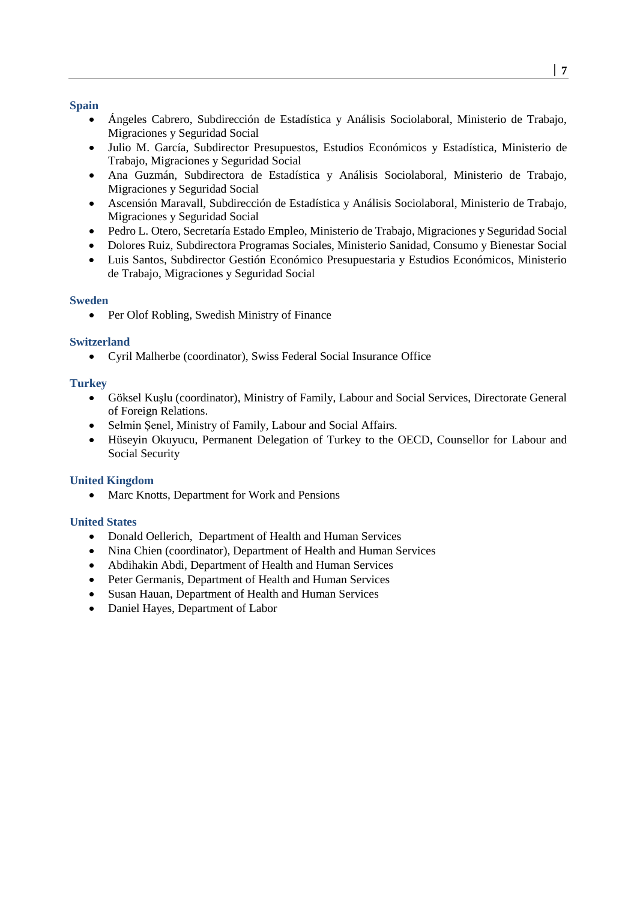**Spain**

- Ángeles Cabrero, Subdirección de Estadística y Análisis Sociolaboral, Ministerio de Trabajo, Migraciones y Seguridad Social
- Julio M. García, Subdirector Presupuestos, Estudios Económicos y Estadística, Ministerio de Trabajo, Migraciones y Seguridad Social
- Ana Guzmán, Subdirectora de Estadística y Análisis Sociolaboral, Ministerio de Trabajo, Migraciones y Seguridad Social
- Ascensión Maravall, Subdirección de Estadística y Análisis Sociolaboral, Ministerio de Trabajo, Migraciones y Seguridad Social
- Pedro L. Otero, Secretaría Estado Empleo, Ministerio de Trabajo, Migraciones y Seguridad Social
- Dolores Ruiz, Subdirectora Programas Sociales, Ministerio Sanidad, Consumo y Bienestar Social
- Luis Santos, Subdirector Gestión Económico Presupuestaria y Estudios Económicos, Ministerio de Trabajo, Migraciones y Seguridad Social

**Sweden**

- Per Olof Robling, Swedish Ministry of Finance

**Switzerland**

- Cyril Malherbe (coordinator), Swiss Federal Social Insurance Office

**Turkey**

- Göksel Kuşlu (coordinator), Ministry of Family, Labour and Social Services, Directorate General of Foreign Relations.
- Selmin Şenel, Ministry of Family, Labour and Social Affairs.
- Hüseyin Okuyucu, Permanent Delegation of Turkey to the OECD, Counsellor for Labour and Social Security

**United Kingdom**

- Marc Knotts, Department for Work and Pensions

**United States**

- Donald Oellerich, Department of Health and Human Services
- Nina Chien (coordinator), Department of Health and Human Services
- Abdihakin Abdi, Department of Health and Human Services
- Peter Germanis, Department of Health and Human Services
- Susan Hauan, Department of Health and Human Services
- Daniel Hayes, Department of Labor